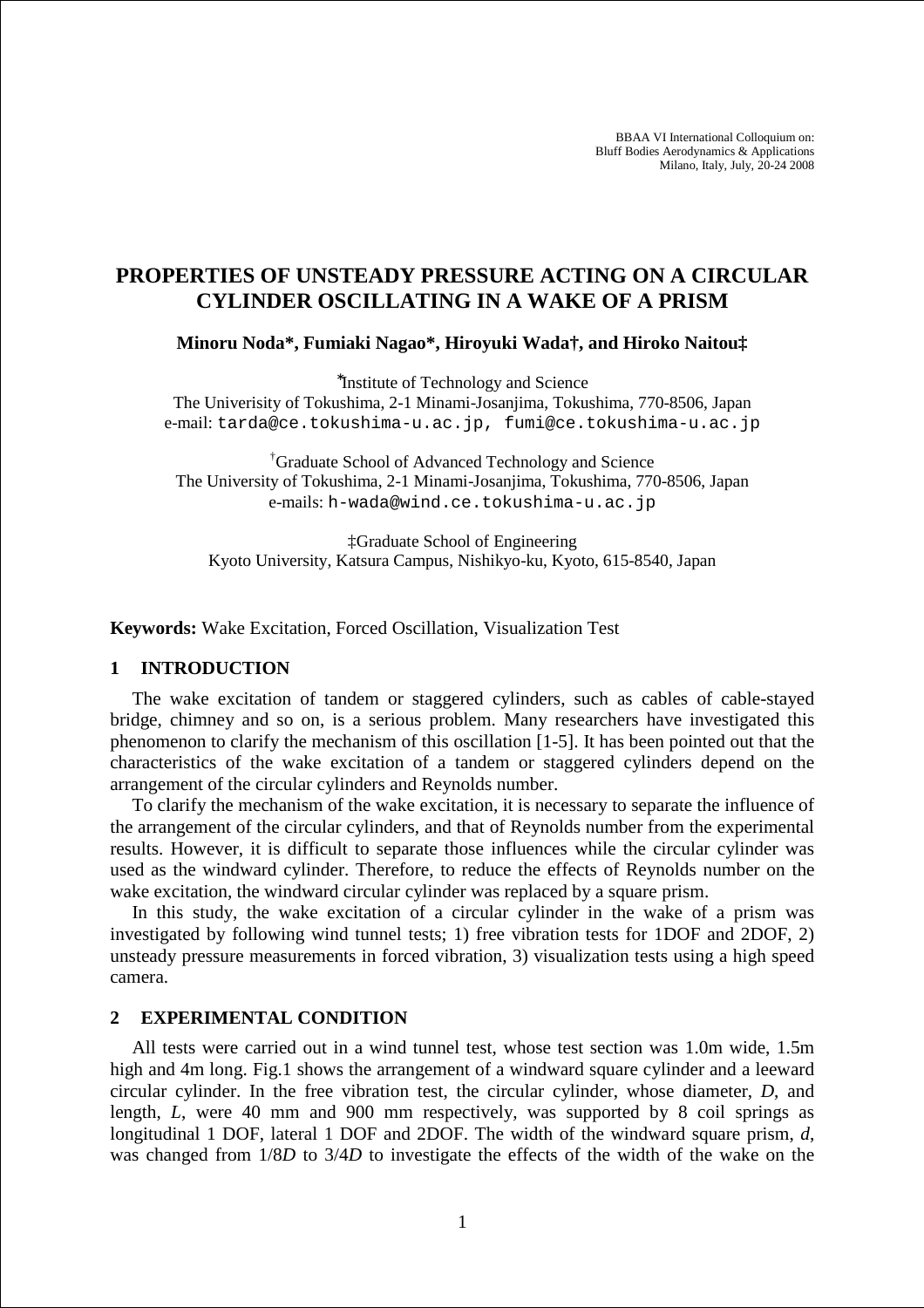BBAA VI International Colloquium on:
Bluff Bodies Aerodynamics & Applications
Milano, Italy, July, 20-24 2008

# PROPERTIES OF UNSTEADY PRESSURE ACTING ON A CIRCULAR CYLINDER OSCILLATING IN A WAKE OF A PRISM

**Minoru Noda\*, Fumiaki Nagao\*, Hiroyuki Wada†, and Hiroko Naitou‡**

\*Institute of Technology and Science
The Univerisity of Tokushima, 2-1 Minami-Josanjima, Tokushima, 770-8506, Japan
e-mail: tarda@ce.tokushima-u.ac.jp, fumi@ce.tokushima-u.ac.jp

†Graduate School of Advanced Technology and Science
The University of Tokushima, 2-1 Minami-Josanjima, Tokushima, 770-8506, Japan
e-mails: h-wada@wind.ce.tokushima-u.ac.jp

‡Graduate School of Engineering
Kyoto University, Katsura Campus, Nishikyo-ku, Kyoto, 615-8540, Japan

**Keywords:** Wake Excitation, Forced Oscillation, Visualization Test

## 1 INTRODUCTION

The wake excitation of tandem or staggered cylinders, such as cables of cable-stayed bridge, chimney and so on, is a serious problem. Many researchers have investigated this phenomenon to clarify the mechanism of this oscillation [1-5]. It has been pointed out that the characteristics of the wake excitation of a tandem or staggered cylinders depend on the arrangement of the circular cylinders and Reynolds number.

To clarify the mechanism of the wake excitation, it is necessary to separate the influence of the arrangement of the circular cylinders, and that of Reynolds number from the experimental results. However, it is difficult to separate those influences while the circular cylinder was used as the windward cylinder. Therefore, to reduce the effects of Reynolds number on the wake excitation, the windward circular cylinder was replaced by a square prism.

In this study, the wake excitation of a circular cylinder in the wake of a prism was investigated by following wind tunnel tests; 1) free vibration tests for 1DOF and 2DOF, 2) unsteady pressure measurements in forced vibration, 3) visualization tests using a high speed camera.

## 2 EXPERIMENTAL CONDITION

All tests were carried out in a wind tunnel test, whose test section was 1.0m wide, 1.5m high and 4m long. Fig.1 shows the arrangement of a windward square cylinder and a leeward circular cylinder. In the free vibration test, the circular cylinder, whose diameter, $D$, and length, $L$, were 40 mm and 900 mm respectively, was supported by 8 coil springs as longitudinal 1 DOF, lateral 1 DOF and 2DOF. The width of the windward square prism, $d$, was changed from $1/8D$ to $3/4D$ to investigate the effects of the width of the wake on the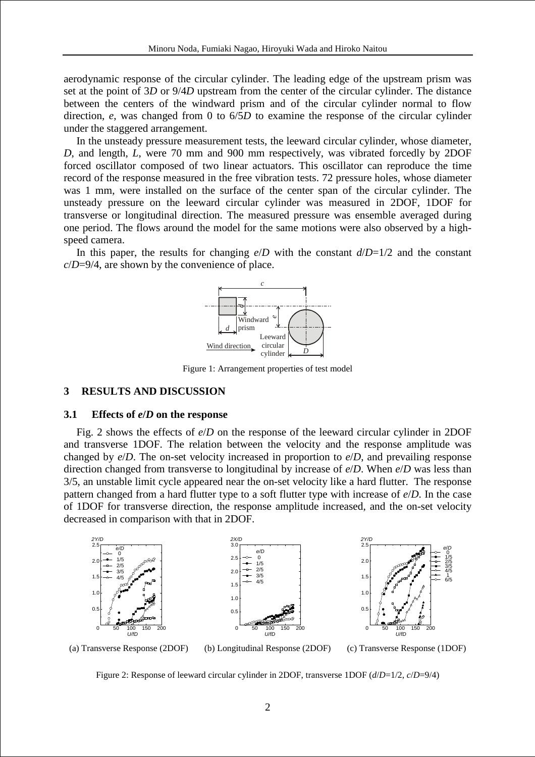aerodynamic response of the circular cylinder. The leading edge of the upstream prism was set at the point of 3*D* or 9/4*D* upstream from the center of the circular cylinder. The distance between the centers of the windward prism and of the circular cylinder normal to flow direction, *e*, was changed from 0 to 6/5*D* to examine the response of the circular cylinder under the staggered arrangement.

In the unsteady pressure measurement tests, the leeward circular cylinder, whose diameter, *D*, and length, *L*, were 70 mm and 900 mm respectively, was vibrated forcedly by 2DOF forced oscillator composed of two linear actuators. This oscillator can reproduce the time record of the response measured in the free vibration tests. 72 pressure holes, whose diameter was 1 mm, were installed on the surface of the center span of the circular cylinder. The unsteady pressure on the leeward circular cylinder was measured in 2DOF, 1DOF for transverse or longitudinal direction. The measured pressure was ensemble averaged during one period. The flows around the model for the same motions were also observed by a high-speed camera.

In this paper, the results for changing $e/D$ with the constant $d/D$=1/2 and the constant $c/D$=9/4, are shown by the convenience of place.

Figure 1: Arrangement properties of test model

## 3 RESULTS AND DISCUSSION

### 3.1 Effects of *e*/*D* on the response

Fig. 2 shows the effects of $e/D$ on the response of the leeward circular cylinder in 2DOF and transverse 1DOF. The relation between the velocity and the response amplitude was changed by $e/D$. The on-set velocity increased in proportion to $e/D$, and prevailing response direction changed from transverse to longitudinal by increase of $e/D$. When $e/D$ was less than 3/5, an unstable limit cycle appeared near the on-set velocity like a hard flutter. The response pattern changed from a hard flutter type to a soft flutter type with increase of $e/D$. In the case of 1DOF for transverse direction, the response amplitude increased, and the on-set velocity decreased in comparison with that in 2DOF.

(a) Transverse Response (2DOF) (b) Longitudinal Response (2DOF) (c) Transverse Response (1DOF)

Figure 2: Response of leeward circular cylinder in 2DOF, transverse 1DOF ($d/D$=1/2, $c/D$=9/4)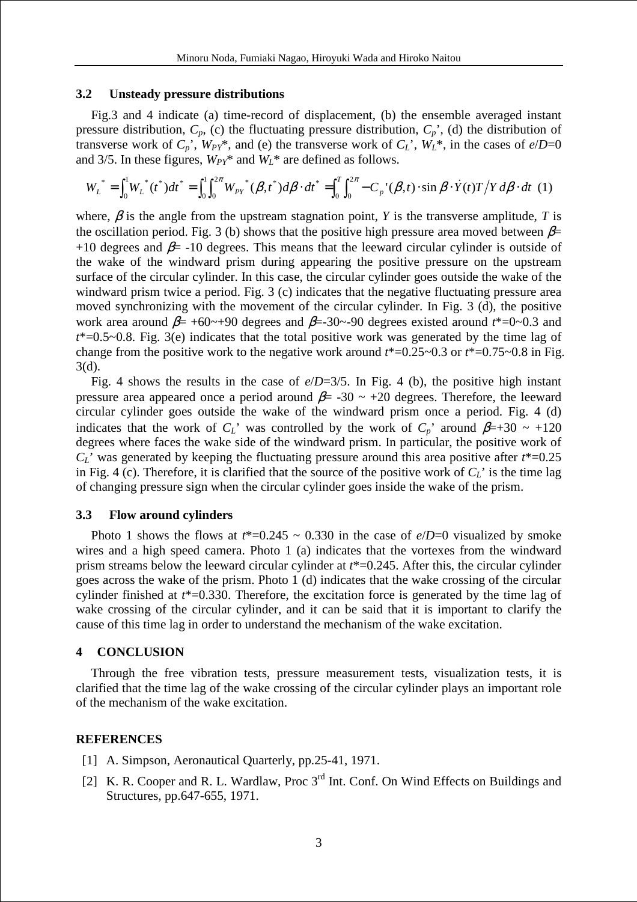### 3.2 Unsteady pressure distributions

Fig.3 and 4 indicate (a) time-record of displacement, (b) the ensemble averaged instant pressure distribution, $C_p$, (c) the fluctuating pressure distribution, $C_p'$, (d) the distribution of transverse work of $C_p'$, $W_{PY}$*, and (e) the transverse work of $C_L'$, $W_L$*, in the cases of $e/D$=0 and 3/5. In these figures, $W_{PY}$* and $W_L$* are defined as follows.

$$W_L^* = \int_0^1 W_L^*(t^*)dt^* = \int_0^1 \int_0^{2\pi} W_{PY}^*(\beta, t^*)d\beta \cdot dt^* = \int_0^T \int_0^{2\pi} -C_p'(\beta, t)\cdot \sin\beta \cdot \dot{Y}(t)T/Y\, d\beta \cdot dt \quad (1)$$

where, $\beta$ is the angle from the upstream stagnation point, $Y$ is the transverse amplitude, $T$ is the oscillation period. Fig. 3 (b) shows that the positive high pressure area moved between $\beta$= +10 degrees and $\beta$= -10 degrees. This means that the leeward circular cylinder is outside of the wake of the windward prism during appearing the positive pressure on the upstream surface of the circular cylinder. In this case, the circular cylinder goes outside the wake of the windward prism twice a period. Fig. 3 (c) indicates that the negative fluctuating pressure area moved synchronizing with the movement of the circular cylinder. In Fig. 3 (d), the positive work area around $\beta$= +60~+90 degrees and $\beta$=-30~-90 degrees existed around $t$*=0~0.3 and $t$*=0.5~0.8. Fig. 3(e) indicates that the total positive work was generated by the time lag of change from the positive work to the negative work around $t$*=0.25~0.3 or $t$*=0.75~0.8 in Fig. 3(d).

Fig. 4 shows the results in the case of $e/D$=3/5. In Fig. 4 (b), the positive high instant pressure area appeared once a period around $\beta$= -30 ~ +20 degrees. Therefore, the leeward circular cylinder goes outside the wake of the windward prism once a period. Fig. 4 (d) indicates that the work of $C_L'$ was controlled by the work of $C_p'$ around $\beta$=+30 ~ +120 degrees where faces the wake side of the windward prism. In particular, the positive work of $C_L'$ was generated by keeping the fluctuating pressure around this area positive after $t$*=0.25 in Fig. 4 (c). Therefore, it is clarified that the source of the positive work of $C_L'$ is the time lag of changing pressure sign when the circular cylinder goes inside the wake of the prism.

### 3.3 Flow around cylinders

Photo 1 shows the flows at $t$*=0.245 ~ 0.330 in the case of $e/D$=0 visualized by smoke wires and a high speed camera. Photo 1 (a) indicates that the vortexes from the windward prism streams below the leeward circular cylinder at $t$*=0.245. After this, the circular cylinder goes across the wake of the prism. Photo 1 (d) indicates that the wake crossing of the circular cylinder finished at $t$*=0.330. Therefore, the excitation force is generated by the time lag of wake crossing of the circular cylinder, and it can be said that it is important to clarify the cause of this time lag in order to understand the mechanism of the wake excitation.

## 4 CONCLUSION

Through the free vibration tests, pressure measurement tests, visualization tests, it is clarified that the time lag of the wake crossing of the circular cylinder plays an important role of the mechanism of the wake excitation.

## REFERENCES

[1] A. Simpson, Aeronautical Quarterly, pp.25-41, 1971.

[2] K. R. Cooper and R. L. Wardlaw, Proc 3rd Int. Conf. On Wind Effects on Buildings and Structures, pp.647-655, 1971.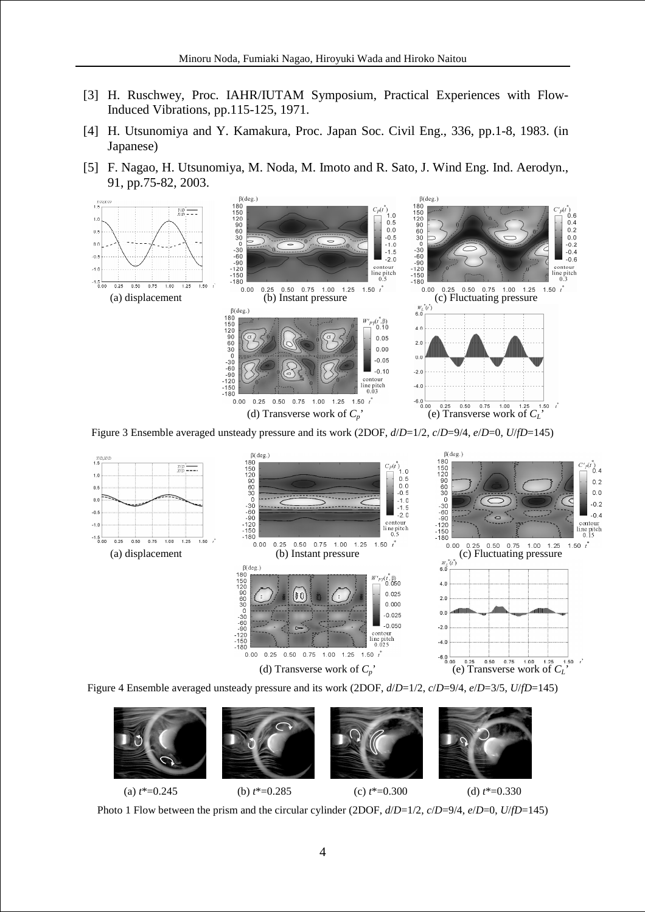[3] H. Ruschwey, Proc. IAHR/IUTAM Symposium, Practical Experiences with Flow-Induced Vibrations, pp.115-125, 1971.

[4] H. Utsunomiya and Y. Kamakura, Proc. Japan Soc. Civil Eng., 336, pp.1-8, 1983. (in Japanese)

[5] F. Nagao, H. Utsunomiya, M. Noda, M. Imoto and R. Sato, J. Wind Eng. Ind. Aerodyn., 91, pp.75-82, 2003.

(a) displacement

(b) Instant pressure

(c) Fluctuating pressure

(d) Transverse work of $C_p$'

(e) Transverse work of $C_L$'

Figure 3 Ensemble averaged unsteady pressure and its work (2DOF, $d/D$=1/2, $c/D$=9/4, $e/D$=0, $U/fD$=145)

(a) displacement

(b) Instant pressure

(c) Fluctuating pressure

(d) Transverse work of $C_p$'

(e) Transverse work of $C_L$'

Figure 4 Ensemble averaged unsteady pressure and its work (2DOF, $d/D$=1/2, $c/D$=9/4, $e/D$=3/5, $U/fD$=145)

(a) $t^*$=0.245

(b) $t^*$=0.285

(c) $t^*$=0.300

(d) $t^*$=0.330

Photo 1 Flow between the prism and the circular cylinder (2DOF, $d/D$=1/2, $c/D$=9/4, $e/D$=0, $U/fD$=145)